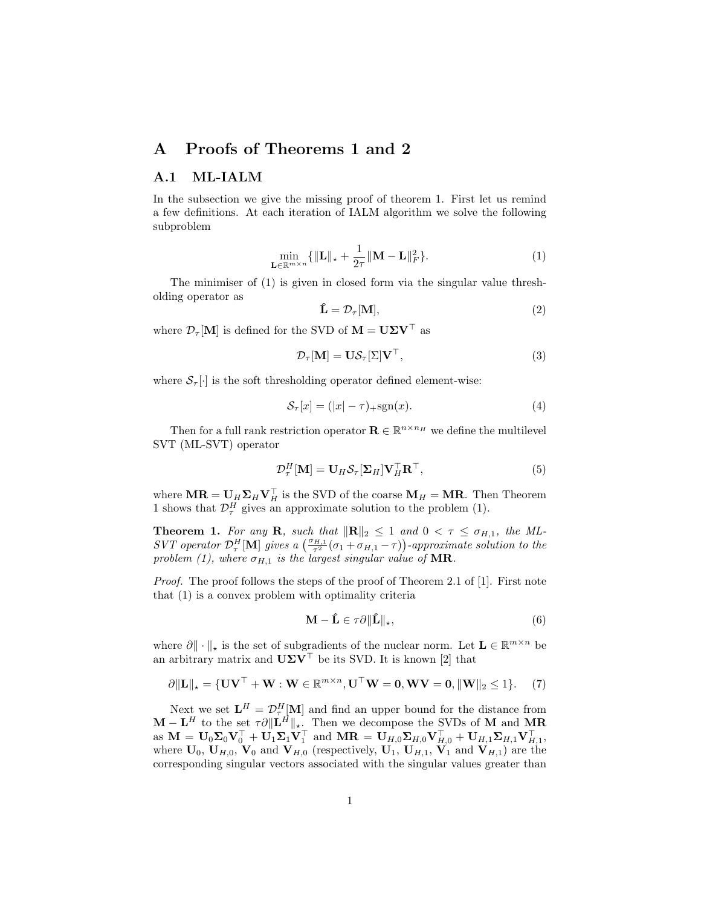# A Proofs of Theorems 1 and 2

## A.1 ML-IALM

In the subsection we give the missing proof of theorem 1. First let us remind a few definitions. At each iteration of IALM algorithm we solve the following subproblem

$$\min_{\mathbf{L} \in \mathbb{R}^{m \times n}} \{ \|\mathbf{L}\|_{\star} + \frac{1}{2\tau} \|\mathbf{M} - \mathbf{L}\|_F^2 \}. \tag{1}$$

The minimiser of (1) is given in closed form via the singular value thresholding operator as

$$\hat{\mathbf{L}} = \mathcal{D}_{\tau}[\mathbf{M}], \tag{2}$$

where $\mathcal{D}_{\tau}[\mathbf{M}]$ is defined for the SVD of $\mathbf{M} = \mathbf{U}\mathbf{\Sigma}\mathbf{V}^{\top}$ as

$$\mathcal{D}_{\tau}[\mathbf{M}] = \mathbf{U}\mathcal{S}_{\tau}[\Sigma]\mathbf{V}^{\top}, \tag{3}$$

where $\mathcal{S}_{\tau}[\cdot]$ is the soft thresholding operator defined element-wise:

$$\mathcal{S}_{\tau}[x] = (|x| - \tau)_{+}\mathrm{sgn}(x). \tag{4}$$

Then for a full rank restriction operator $\mathbf{R} \in \mathbb{R}^{n \times n_H}$ we define the multilevel SVT (ML-SVT) operator

$$\mathcal{D}_{\tau}^{H}[\mathbf{M}] = \mathbf{U}_H \mathcal{S}_{\tau}[\mathbf{\Sigma}_H]\mathbf{V}_H^{\top}\mathbf{R}^{\top}, \tag{5}$$

where $\mathbf{M}\mathbf{R} = \mathbf{U}_H\mathbf{\Sigma}_H\mathbf{V}_H^{\top}$ is the SVD of the coarse $\mathbf{M}_H = \mathbf{M}\mathbf{R}$. Then Theorem 1 shows that $\mathcal{D}_{\tau}^{H}$ gives an approximate solution to the problem (1).

**Theorem 1.** *For any $\mathbf{R}$, such that $\|\mathbf{R}\|_2 \leq 1$ and $0 < \tau \leq \sigma_{H,1}$, the ML-SVT operator $\mathcal{D}_{\tau}^{H}[\mathbf{M}]$ gives a $\left(\frac{\sigma_{H,1}}{\tau^2}(\sigma_1 + \sigma_{H,1} - \tau)\right)$-approximate solution to the problem (1), where $\sigma_{H,1}$ is the largest singular value of $\mathbf{M}\mathbf{R}$.*

*Proof.* The proof follows the steps of the proof of Theorem 2.1 of [1]. First note that (1) is a convex problem with optimality criteria

$$\mathbf{M} - \hat{\mathbf{L}} \in \tau\partial\|\hat{\mathbf{L}}\|_{\star}, \tag{6}$$

where $\partial\|\cdot\|_{\star}$ is the set of subgradients of the nuclear norm. Let $\mathbf{L} \in \mathbb{R}^{m \times n}$ be an arbitrary matrix and $\mathbf{U}\mathbf{\Sigma}\mathbf{V}^{\top}$ be its SVD. It is known [2] that

$$\partial\|\mathbf{L}\|_{\star} = \{\mathbf{U}\mathbf{V}^{\top} + \mathbf{W} : \mathbf{W} \in \mathbb{R}^{m \times n}, \mathbf{U}^{\top}\mathbf{W} = \mathbf{0}, \mathbf{W}\mathbf{V} = \mathbf{0}, \|\mathbf{W}\|_2 \leq 1\}. \tag{7}$$

Next we set $\mathbf{L}^H = \mathcal{D}_{\tau}^{H}[\mathbf{M}]$ and find an upper bound for the distance from $\mathbf{M} - \mathbf{L}^H$ to the set $\tau\partial\|\mathbf{L}^H\|_{\star}$. Then we decompose the SVDs of $\mathbf{M}$ and $\mathbf{M}\mathbf{R}$ as $\mathbf{M} = \mathbf{U}_0\mathbf{\Sigma}_0\mathbf{V}_0^{\top} + \mathbf{U}_1\mathbf{\Sigma}_1\mathbf{V}_1^{\top}$ and $\mathbf{M}\mathbf{R} = \mathbf{U}_{H,0}\mathbf{\Sigma}_{H,0}\mathbf{V}_{H,0}^{\top} + \mathbf{U}_{H,1}\mathbf{\Sigma}_{H,1}\mathbf{V}_{H,1}^{\top}$, where $\mathbf{U}_0$, $\mathbf{U}_{H,0}$, $\mathbf{V}_0$ and $\mathbf{V}_{H,0}$ (respectively, $\mathbf{U}_1$, $\mathbf{U}_{H,1}$, $\mathbf{V}_1$ and $\mathbf{V}_{H,1}$) are the corresponding singular vectors associated with the singular values greater than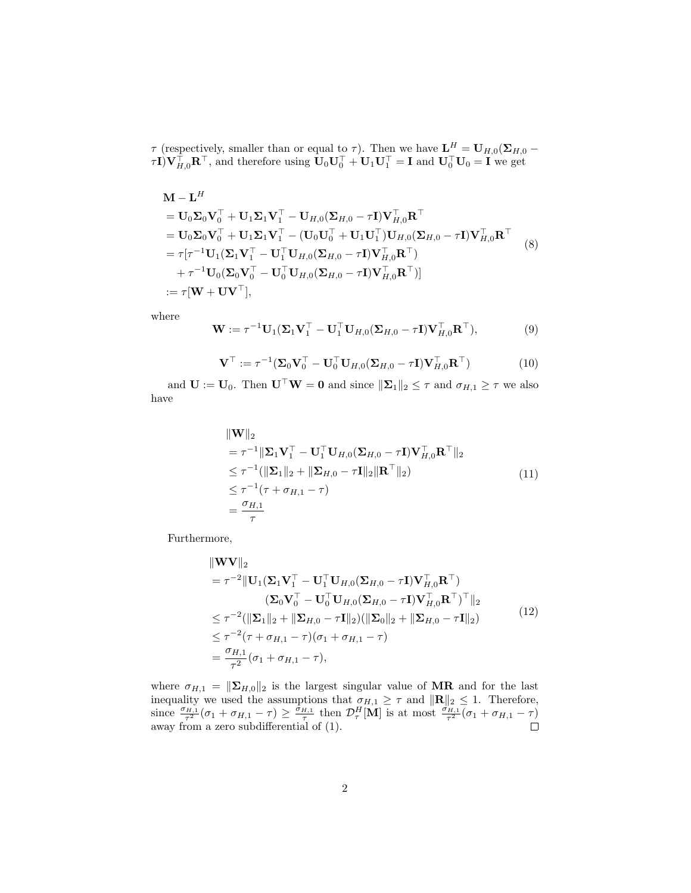$\tau$ (respectively, smaller than or equal to $\tau$). Then we have $\mathbf{L}^H = \mathbf{U}_{H,0}(\mathbf{\Sigma}_{H,0} - \tau\mathbf{I})\mathbf{V}_{H,0}^\top\mathbf{R}^\top$, and therefore using $\mathbf{U}_0\mathbf{U}_0^\top + \mathbf{U}_1\mathbf{U}_1^\top = \mathbf{I}$ and $\mathbf{U}_0^\top\mathbf{U}_0 = \mathbf{I}$ we get

$$
\begin{aligned}
&\mathbf{M} - \mathbf{L}^H \\
&= \mathbf{U}_0\mathbf{\Sigma}_0\mathbf{V}_0^\top + \mathbf{U}_1\mathbf{\Sigma}_1\mathbf{V}_1^\top - \mathbf{U}_{H,0}(\mathbf{\Sigma}_{H,0} - \tau\mathbf{I})\mathbf{V}_{H,0}^\top\mathbf{R}^\top \\
&= \mathbf{U}_0\mathbf{\Sigma}_0\mathbf{V}_0^\top + \mathbf{U}_1\mathbf{\Sigma}_1\mathbf{V}_1^\top - (\mathbf{U}_0\mathbf{U}_0^\top + \mathbf{U}_1\mathbf{U}_1^\top)\mathbf{U}_{H,0}(\mathbf{\Sigma}_{H,0} - \tau\mathbf{I})\mathbf{V}_{H,0}^\top\mathbf{R}^\top \\
&= \tau[\tau^{-1}\mathbf{U}_1(\mathbf{\Sigma}_1\mathbf{V}_1^\top - \mathbf{U}_1^\top\mathbf{U}_{H,0}(\mathbf{\Sigma}_{H,0} - \tau\mathbf{I})\mathbf{V}_{H,0}^\top\mathbf{R}^\top) \\
&\quad + \tau^{-1}\mathbf{U}_0(\mathbf{\Sigma}_0\mathbf{V}_0^\top - \mathbf{U}_0^\top\mathbf{U}_{H,0}(\mathbf{\Sigma}_{H,0} - \tau\mathbf{I})\mathbf{V}_{H,0}^\top\mathbf{R}^\top)] \\
&:= \tau[\mathbf{W} + \mathbf{U}\mathbf{V}^\top],
\end{aligned}
\tag{8}
$$

where

$$
\mathbf{W} := \tau^{-1}\mathbf{U}_1(\mathbf{\Sigma}_1\mathbf{V}_1^\top - \mathbf{U}_1^\top\mathbf{U}_{H,0}(\mathbf{\Sigma}_{H,0} - \tau\mathbf{I})\mathbf{V}_{H,0}^\top\mathbf{R}^\top), \tag{9}
$$

$$
\mathbf{V}^\top := \tau^{-1}(\mathbf{\Sigma}_0\mathbf{V}_0^\top - \mathbf{U}_0^\top\mathbf{U}_{H,0}(\mathbf{\Sigma}_{H,0} - \tau\mathbf{I})\mathbf{V}_{H,0}^\top\mathbf{R}^\top) \tag{10}
$$

and $\mathbf{U} := \mathbf{U}_0$. Then $\mathbf{U}^\top\mathbf{W} = \mathbf{0}$ and since $\|\mathbf{\Sigma}_1\|_2 \leq \tau$ and $\sigma_{H,1} \geq \tau$ we also have

$$
\begin{aligned}
&\|\mathbf{W}\|_2 \\
&= \tau^{-1}\|\mathbf{\Sigma}_1\mathbf{V}_1^\top - \mathbf{U}_1^\top\mathbf{U}_{H,0}(\mathbf{\Sigma}_{H,0} - \tau\mathbf{I})\mathbf{V}_{H,0}^\top\mathbf{R}^\top\|_2 \\
&\leq \tau^{-1}(\|\mathbf{\Sigma}_1\|_2 + \|\mathbf{\Sigma}_{H,0} - \tau\mathbf{I}\|_2\|\mathbf{R}^\top\|_2) \\
&\leq \tau^{-1}(\tau + \sigma_{H,1} - \tau) \\
&= \frac{\sigma_{H,1}}{\tau}
\end{aligned}
\tag{11}
$$

Furthermore,

$$
\begin{aligned}
&\|\mathbf{W}\mathbf{V}\|_2 \\
&= \tau^{-2}\|\mathbf{U}_1(\mathbf{\Sigma}_1\mathbf{V}_1^\top - \mathbf{U}_1^\top\mathbf{U}_{H,0}(\mathbf{\Sigma}_{H,0} - \tau\mathbf{I})\mathbf{V}_{H,0}^\top\mathbf{R}^\top) \\
&\qquad (\mathbf{\Sigma}_0\mathbf{V}_0^\top - \mathbf{U}_0^\top\mathbf{U}_{H,0}(\mathbf{\Sigma}_{H,0} - \tau\mathbf{I})\mathbf{V}_{H,0}^\top\mathbf{R}^\top)^\top\|_2 \\
&\leq \tau^{-2}(\|\mathbf{\Sigma}_1\|_2 + \|\mathbf{\Sigma}_{H,0} - \tau\mathbf{I}\|_2)(\|\mathbf{\Sigma}_0\|_2 + \|\mathbf{\Sigma}_{H,0} - \tau\mathbf{I}\|_2) \\
&\leq \tau^{-2}(\tau + \sigma_{H,1} - \tau)(\sigma_1 + \sigma_{H,1} - \tau) \\
&= \frac{\sigma_{H,1}}{\tau^2}(\sigma_1 + \sigma_{H,1} - \tau),
\end{aligned}
\tag{12}
$$

where $\sigma_{H,1} = \|\mathbf{\Sigma}_{H,0}\|_2$ is the largest singular value of $\mathbf{MR}$ and for the last inequality we used the assumptions that $\sigma_{H,1} \geq \tau$ and $\|\mathbf{R}\|_2 \leq 1$. Therefore, since $\frac{\sigma_{H,1}}{\tau^2}(\sigma_1 + \sigma_{H,1} - \tau) \geq \frac{\sigma_{H,1}}{\tau}$ then $\mathcal{D}_\tau^H[\mathbf{M}]$ is at most $\frac{\sigma_{H,1}}{\tau^2}(\sigma_1 + \sigma_{H,1} - \tau)$ away from a zero subdifferential of (1). $\square$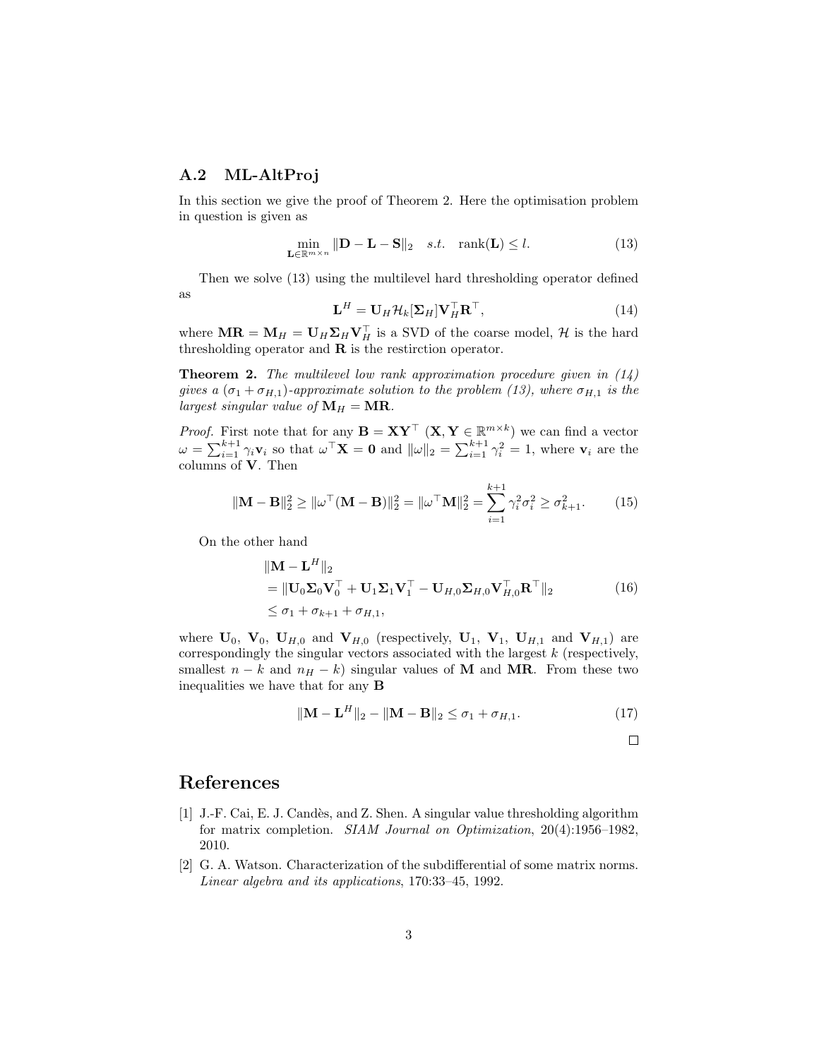### A.2 ML-AltProj

In this section we give the proof of Theorem 2. Here the optimisation problem in question is given as

$$\min_{\mathbf{L}\in\mathbb{R}^{m\times n}} \|\mathbf{D}-\mathbf{L}-\mathbf{S}\|_2 \quad s.t. \quad \text{rank}(\mathbf{L}) \leq l. \tag{13}$$

Then we solve (13) using the multilevel hard thresholding operator defined as

$$\mathbf{L}^H = \mathbf{U}_H \mathcal{H}_k[\mathbf{\Sigma}_H]\mathbf{V}_H^\top \mathbf{R}^\top, \tag{14}$$

where $\mathbf{MR} = \mathbf{M}_H = \mathbf{U}_H \mathbf{\Sigma}_H \mathbf{V}_H^\top$ is a SVD of the coarse model, $\mathcal{H}$ is the hard thresholding operator and $\mathbf{R}$ is the restirction operator.

**Theorem 2.** *The multilevel low rank approximation procedure given in (14) gives a $(\sigma_1 + \sigma_{H,1})$-approximate solution to the problem (13), where $\sigma_{H,1}$ is the largest singular value of $\mathbf{M}_H = \mathbf{MR}$.*

*Proof.* First note that for any $\mathbf{B} = \mathbf{XY}^\top$ ($\mathbf{X}, \mathbf{Y} \in \mathbb{R}^{m\times k}$) we can find a vector $\omega = \sum_{i=1}^{k+1} \gamma_i \mathbf{v}_i$ so that $\omega^\top \mathbf{X} = \mathbf{0}$ and $\|\omega\|_2 = \sum_{i=1}^{k+1} \gamma_i^2 = 1$, where $\mathbf{v}_i$ are the columns of $\mathbf{V}$. Then

$$\|\mathbf{M}-\mathbf{B}\|_2^2 \geq \|\omega^\top(\mathbf{M}-\mathbf{B})\|_2^2 = \|\omega^\top \mathbf{M}\|_2^2 = \sum_{i=1}^{k+1} \gamma_i^2 \sigma_i^2 \geq \sigma_{k+1}^2. \tag{15}$$

On the other hand

$$\begin{aligned}
&\|\mathbf{M}-\mathbf{L}^H\|_2 \\
&= \|\mathbf{U}_0\mathbf{\Sigma}_0\mathbf{V}_0^\top + \mathbf{U}_1\mathbf{\Sigma}_1\mathbf{V}_1^\top - \mathbf{U}_{H,0}\mathbf{\Sigma}_{H,0}\mathbf{V}_{H,0}^\top \mathbf{R}^\top\|_2 \\
&\leq \sigma_1 + \sigma_{k+1} + \sigma_{H,1},
\end{aligned} \tag{16}$$

where $\mathbf{U}_0$, $\mathbf{V}_0$, $\mathbf{U}_{H,0}$ and $\mathbf{V}_{H,0}$ (respectively, $\mathbf{U}_1$, $\mathbf{V}_1$, $\mathbf{U}_{H,1}$ and $\mathbf{V}_{H,1}$) are correspondingly the singular vectors associated with the largest $k$ (respectively, smallest $n-k$ and $n_H - k$) singular values of $\mathbf{M}$ and $\mathbf{MR}$. From these two inequalities we have that for any $\mathbf{B}$

$$\|\mathbf{M}-\mathbf{L}^H\|_2 - \|\mathbf{M}-\mathbf{B}\|_2 \leq \sigma_1 + \sigma_{H,1}. \tag{17}$$

□

## References

[1] J.-F. Cai, E. J. Candès, and Z. Shen. A singular value thresholding algorithm for matrix completion. *SIAM Journal on Optimization*, 20(4):1956–1982, 2010.

[2] G. A. Watson. Characterization of the subdifferential of some matrix norms. *Linear algebra and its applications*, 170:33–45, 1992.